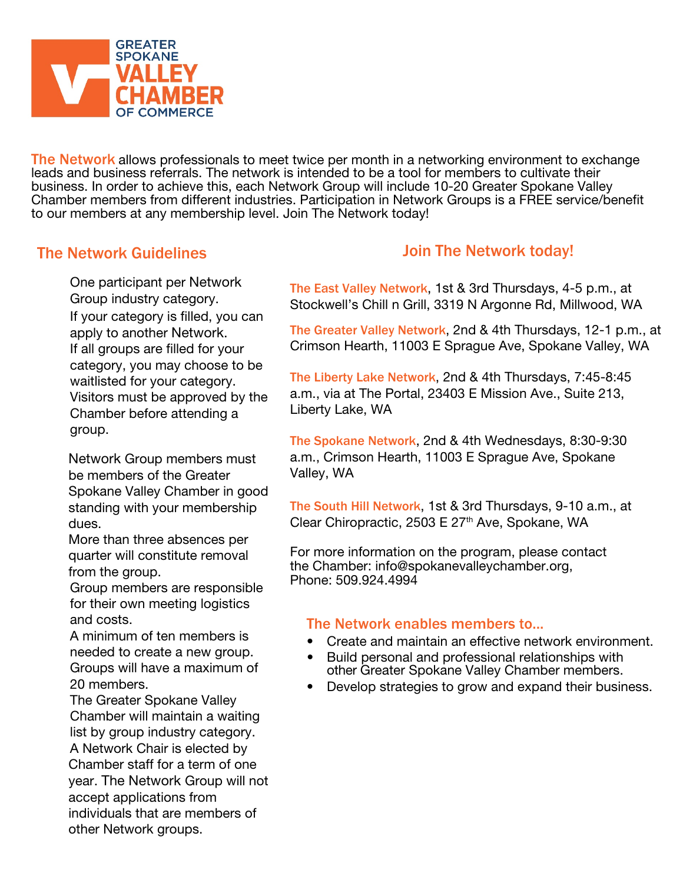GREATER SPOKANE VALLEY CHAMBER OF COMMERCE

**The Network** allows professionals to meet twice per month in a networking environment to exchange leads and business referrals. The network is intended to be a tool for members to cultivate their business. In order to achieve this, each Network Group will include 10-20 Greater Spokane Valley Chamber members from different industries. Participation in Network Groups is a FREE service/benefit to our members at any membership level. Join The Network today!

## The Network Guidelines

One participant per Network Group industry category.
If your category is filled, you can apply to another Network.
If all groups are filled for your category, you may choose to be waitlisted for your category.
Visitors must be approved by the Chamber before attending a group.

Network Group members must be members of the Greater Spokane Valley Chamber in good standing with your membership dues.
More than three absences per quarter will constitute removal from the group.
Group members are responsible for their own meeting logistics and costs.
A minimum of ten members is needed to create a new group.
Groups will have a maximum of 20 members.
The Greater Spokane Valley Chamber will maintain a waiting list by group industry category.
A Network Chair is elected by Chamber staff for a term of one year. The Network Group will not accept applications from individuals that are members of other Network groups.

## Join The Network today!

**The East Valley Network**, 1st & 3rd Thursdays, 4-5 p.m., at Stockwell's Chill n Grill, 3319 N Argonne Rd, Millwood, WA

**The Greater Valley Network**, 2nd & 4th Thursdays, 12-1 p.m., at Crimson Hearth, 11003 E Sprague Ave, Spokane Valley, WA

**The Liberty Lake Network**, 2nd & 4th Thursdays, 7:45-8:45 a.m., via at The Portal, 23403 E Mission Ave., Suite 213, Liberty Lake, WA

**The Spokane Network**, 2nd & 4th Wednesdays, 8:30-9:30 a.m., Crimson Hearth, 11003 E Sprague Ave, Spokane Valley, WA

**The South Hill Network**, 1st & 3rd Thursdays, 9-10 a.m., at Clear Chiropractic, 2503 E 27th Ave, Spokane, WA

For more information on the program, please contact the Chamber: info@spokanevalleychamber.org, Phone: 509.924.4994

### The Network enables members to...

- Create and maintain an effective network environment.
- Build personal and professional relationships with other Greater Spokane Valley Chamber members.
- Develop strategies to grow and expand their business.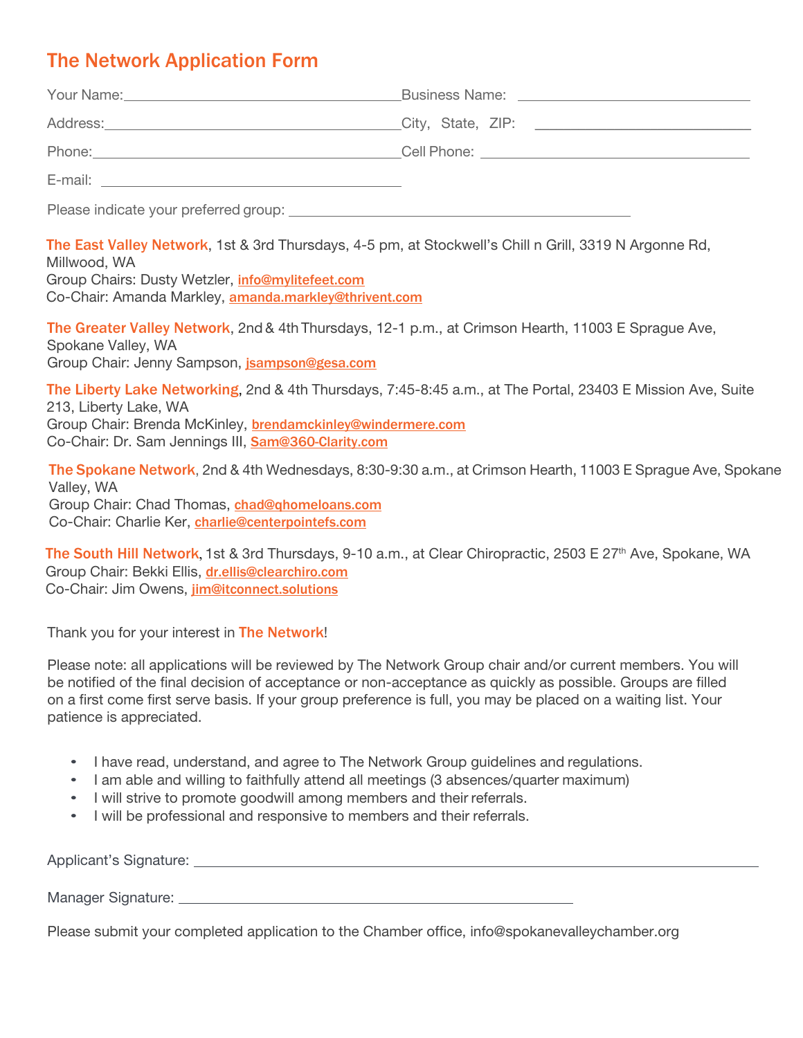# The Network Application Form

Your Name:\_\_\_\_\_\_\_\_\_\_\_\_\_\_\_\_\_\_\_\_\_\_\_\_\_\_\_\_\_\_ Business Name: \_\_\_\_\_\_\_\_\_\_\_\_\_\_\_\_\_\_\_\_\_\_\_\_

Address:\_\_\_\_\_\_\_\_\_\_\_\_\_\_\_\_\_\_\_\_\_\_\_\_\_\_\_\_\_\_ City, State, ZIP: \_\_\_\_\_\_\_\_\_\_\_\_\_\_\_\_\_\_\_\_\_\_\_\_

Phone:\_\_\_\_\_\_\_\_\_\_\_\_\_\_\_\_\_\_\_\_\_\_\_\_\_\_\_\_\_\_ Cell Phone: \_\_\_\_\_\_\_\_\_\_\_\_\_\_\_\_\_\_\_\_\_\_\_\_

E-mail: \_\_\_\_\_\_\_\_\_\_\_\_\_\_\_\_\_\_\_\_\_\_\_\_\_\_\_\_\_\_

Please indicate your preferred group: \_\_\_\_\_\_\_\_\_\_\_\_\_\_\_\_\_\_\_\_\_\_\_\_\_\_\_\_\_\_

**The East Valley Network**, 1st & 3rd Thursdays, 4-5 pm, at Stockwell's Chill n Grill, 3319 N Argonne Rd, Millwood, WA
Group Chairs: Dusty Wetzler, info@mylitefeet.com
Co-Chair: Amanda Markley, amanda.markley@thrivent.com

**The Greater Valley Network**, 2nd & 4th Thursdays, 12-1 p.m., at Crimson Hearth, 11003 E Sprague Ave, Spokane Valley, WA
Group Chair: Jenny Sampson, jsampson@gesa.com

**The Liberty Lake Networking**, 2nd & 4th Thursdays, 7:45-8:45 a.m., at The Portal, 23403 E Mission Ave, Suite 213, Liberty Lake, WA
Group Chair: Brenda McKinley, brendamckinley@windermere.com
Co-Chair: Dr. Sam Jennings III, Sam@360-Clarity.com

**The Spokane Network**, 2nd & 4th Wednesdays, 8:30-9:30 a.m., at Crimson Hearth, 11003 E Sprague Ave, Spokane Valley, WA
Group Chair: Chad Thomas, chad@qhomeloans.com
Co-Chair: Charlie Ker, charlie@centerpointefs.com

**The South Hill Network**, 1st & 3rd Thursdays, 9-10 a.m., at Clear Chiropractic, 2503 E 27th Ave, Spokane, WA
Group Chair: Bekki Ellis, dr.ellis@clearchiro.com
Co-Chair: Jim Owens, jim@itconnect.solutions

Thank you for your interest in **The Network**!

Please note: all applications will be reviewed by The Network Group chair and/or current members. You will be notified of the final decision of acceptance or non-acceptance as quickly as possible. Groups are filled on a first come first serve basis. If your group preference is full, you may be placed on a waiting list. Your patience is appreciated.

- I have read, understand, and agree to The Network Group guidelines and regulations.
- I am able and willing to faithfully attend all meetings (3 absences/quarter maximum)
- I will strive to promote goodwill among members and their referrals.
- I will be professional and responsive to members and their referrals.

Applicant's Signature: \_\_\_\_\_\_\_\_\_\_\_\_\_\_\_\_\_\_\_\_\_\_\_\_\_\_\_\_\_\_

Manager Signature: \_\_\_\_\_\_\_\_\_\_\_\_\_\_\_\_\_\_\_\_\_\_\_\_\_\_\_\_\_\_

Please submit your completed application to the Chamber office, info@spokanevalleychamber.org